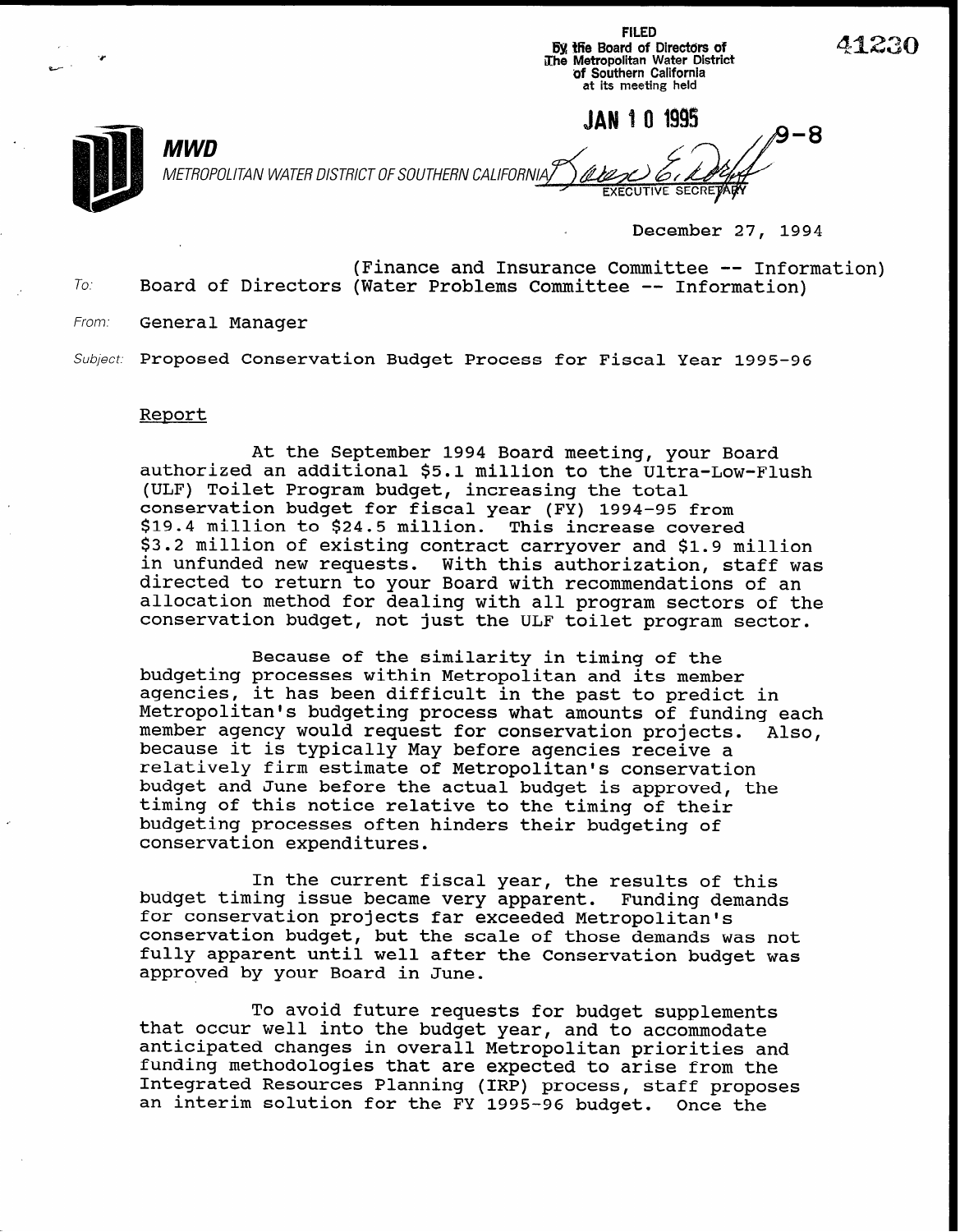FILED
By the Board of Directors of
The Metropolitan Water District
of Southern California
at its meeting held

JAN 10 1995

41230

9-8

**MWD**

*METROPOLITAN WATER DISTRICT OF SOUTHERN CALIFORNIA*

EXECUTIVE SECRETARY

December 27, 1994

To: Board of Directors (Finance and Insurance Committee -- Information)
(Water Problems Committee -- Information)

From: General Manager

Subject: Proposed Conservation Budget Process for Fiscal Year 1995-96

## Report

At the September 1994 Board meeting, your Board authorized an additional $5.1 million to the Ultra-Low-Flush (ULF) Toilet Program budget, increasing the total conservation budget for fiscal year (FY) 1994-95 from $19.4 million to $24.5 million. This increase covered $3.2 million of existing contract carryover and $1.9 million in unfunded new requests. With this authorization, staff was directed to return to your Board with recommendations of an allocation method for dealing with all program sectors of the conservation budget, not just the ULF toilet program sector.

Because of the similarity in timing of the budgeting processes within Metropolitan and its member agencies, it has been difficult in the past to predict in Metropolitan's budgeting process what amounts of funding each member agency would request for conservation projects. Also, because it is typically May before agencies receive a relatively firm estimate of Metropolitan's conservation budget and June before the actual budget is approved, the timing of this notice relative to the timing of their budgeting processes often hinders their budgeting of conservation expenditures.

In the current fiscal year, the results of this budget timing issue became very apparent. Funding demands for conservation projects far exceeded Metropolitan's conservation budget, but the scale of those demands was not fully apparent until well after the Conservation budget was approved by your Board in June.

To avoid future requests for budget supplements that occur well into the budget year, and to accommodate anticipated changes in overall Metropolitan priorities and funding methodologies that are expected to arise from the Integrated Resources Planning (IRP) process, staff proposes an interim solution for the FY 1995-96 budget. Once the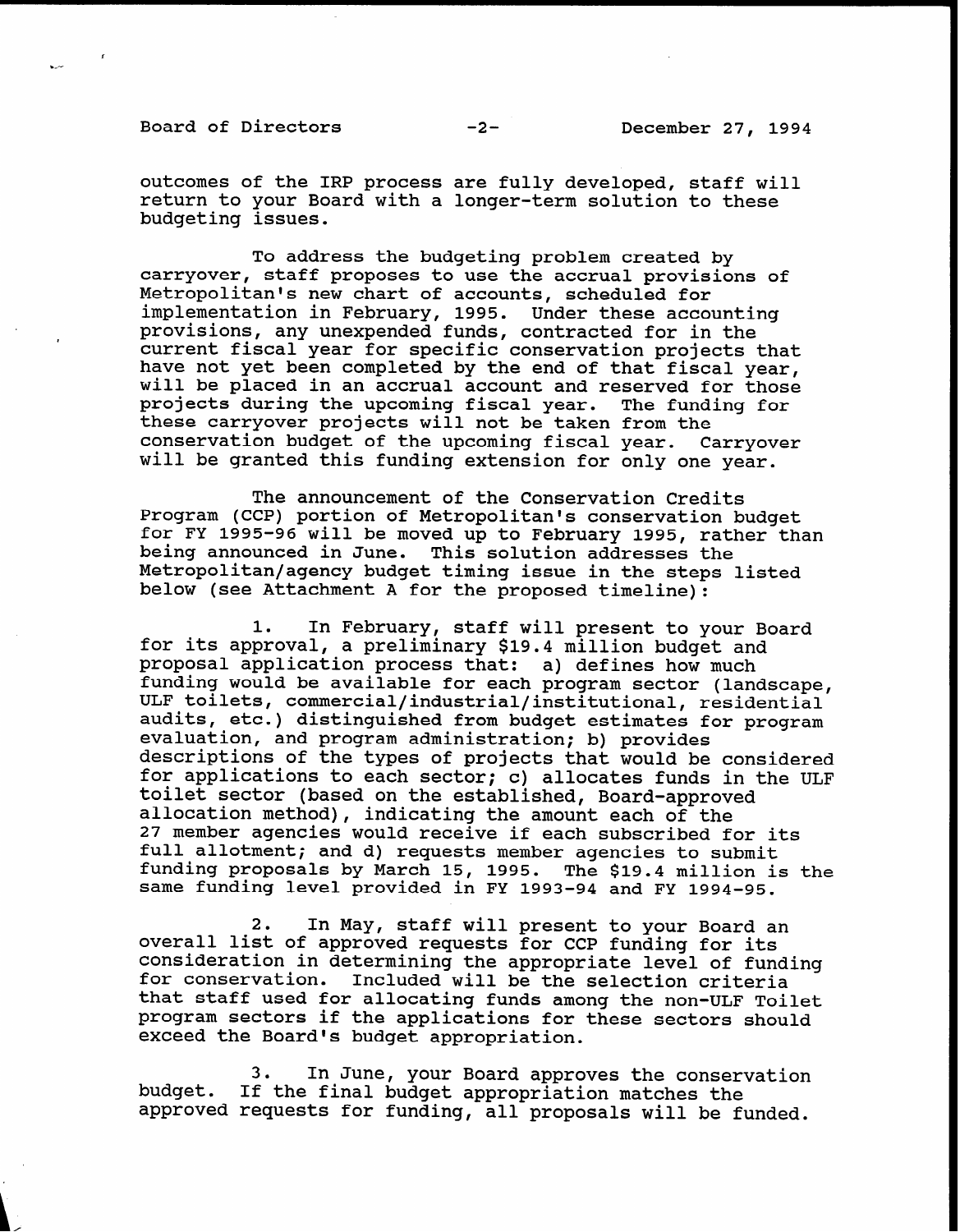outcomes of the IRP process are fully developed, staff will return to your Board with a longer-term solution to these budgeting issues.

To address the budgeting problem created by carryover, staff proposes to use the accrual provisions of Metropolitan's new chart of accounts, scheduled for implementation in February, 1995. Under these accounting provisions, any unexpended funds, contracted for in the current fiscal year for specific conservation projects that have not yet been completed by the end of that fiscal year, will be placed in an accrual account and reserved for those projects during the upcoming fiscal year. The funding for these carryover projects will not be taken from the conservation budget of the upcoming fiscal year. Carryover will be granted this funding extension for only one year.

The announcement of the Conservation Credits Program (CCP) portion of Metropolitan's conservation budget for FY 1995-96 will be moved up to February 1995, rather than being announced in June. This solution addresses the Metropolitan/agency budget timing issue in the steps listed below (see Attachment A for the proposed timeline):

1. In February, staff will present to your Board for its approval, a preliminary $19.4 million budget and proposal application process that: a) defines how much funding would be available for each program sector (landscape, ULF toilets, commercial/industrial/institutional, residential audits, etc.) distinguished from budget estimates for program evaluation, and program administration; b) provides descriptions of the types of projects that would be considered for applications to each sector; c) allocates funds in the ULF toilet sector (based on the established, Board-approved allocation method), indicating the amount each of the 27 member agencies would receive if each subscribed for its full allotment; and d) requests member agencies to submit funding proposals by March 15, 1995. The $19.4 million is the same funding level provided in FY 1993-94 and FY 1994-95.

2. In May, staff will present to your Board an overall list of approved requests for CCP funding for its consideration in determining the appropriate level of funding for conservation. Included will be the selection criteria that staff used for allocating funds among the non-ULF Toilet program sectors if the applications for these sectors should exceed the Board's budget appropriation.

3. In June, your Board approves the conservation budget. If the final budget appropriation matches the approved requests for funding, all proposals will be funded.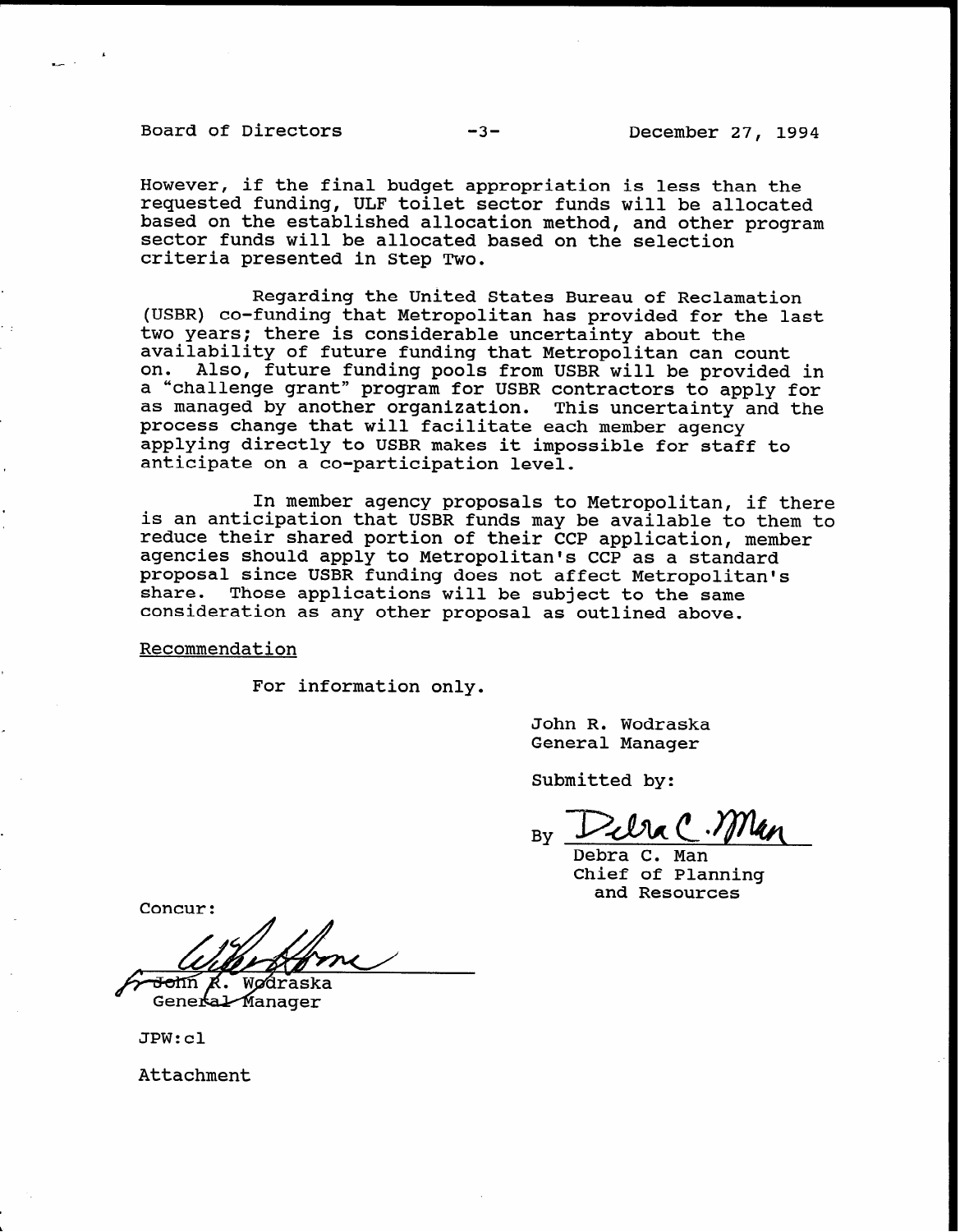However, if the final budget appropriation is less than the requested funding, ULF toilet sector funds will be allocated based on the established allocation method, and other program sector funds will be allocated based on the selection criteria presented in Step Two.

Regarding the United States Bureau of Reclamation (USBR) co-funding that Metropolitan has provided for the last two years; there is considerable uncertainty about the availability of future funding that Metropolitan can count on. Also, future funding pools from USBR will be provided in a "challenge grant" program for USBR contractors to apply for as managed by another organization. This uncertainty and the process change that will facilitate each member agency applying directly to USBR makes it impossible for staff to anticipate on a co-participation level.

In member agency proposals to Metropolitan, if there is an anticipation that USBR funds may be available to them to reduce their shared portion of their CCP application, member agencies should apply to Metropolitan's CCP as a standard proposal since USBR funding does not affect Metropolitan's share. Those applications will be subject to the same consideration as any other proposal as outlined above.

Recommendation

For information only.

John R. Wodraska
General Manager

Submitted by:

By Debra C. Man
Debra C. Man
Chief of Planning
and Resources

Concur:

for John R. Wodraska
General Manager

JPW:cl

Attachment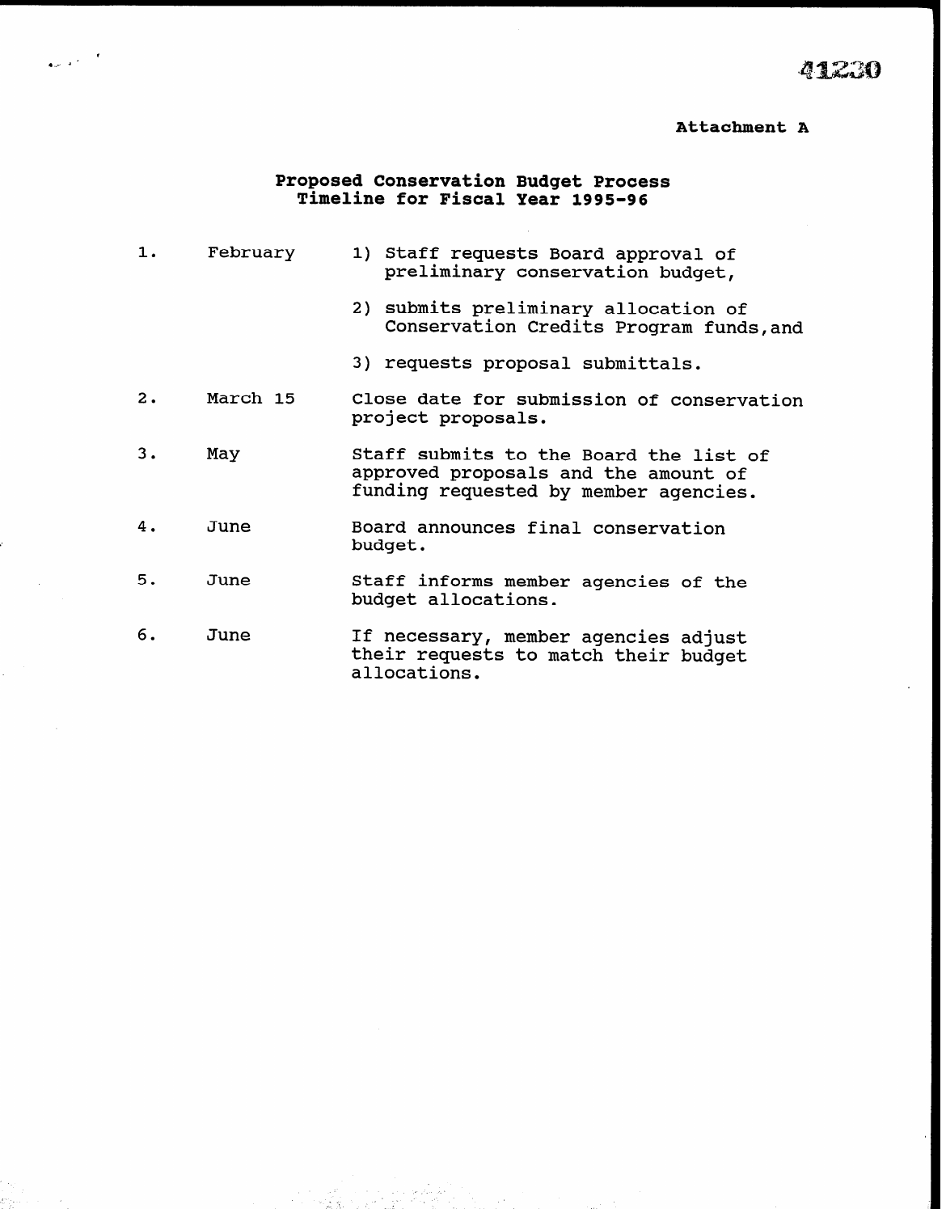41230

Attachment A

## Proposed Conservation Budget Process Timeline for Fiscal Year 1995-96

| | | |
|---|---|---|
| 1. | February | 1) Staff requests Board approval of preliminary conservation budget,<br><br>2) submits preliminary allocation of Conservation Credits Program funds,and<br><br>3) requests proposal submittals. |
| 2. | March 15 | Close date for submission of conservation project proposals. |
| 3. | May | Staff submits to the Board the list of approved proposals and the amount of funding requested by member agencies. |
| 4. | June | Board announces final conservation budget. |
| 5. | June | Staff informs member agencies of the budget allocations. |
| 6. | June | If necessary, member agencies adjust their requests to match their budget allocations. |